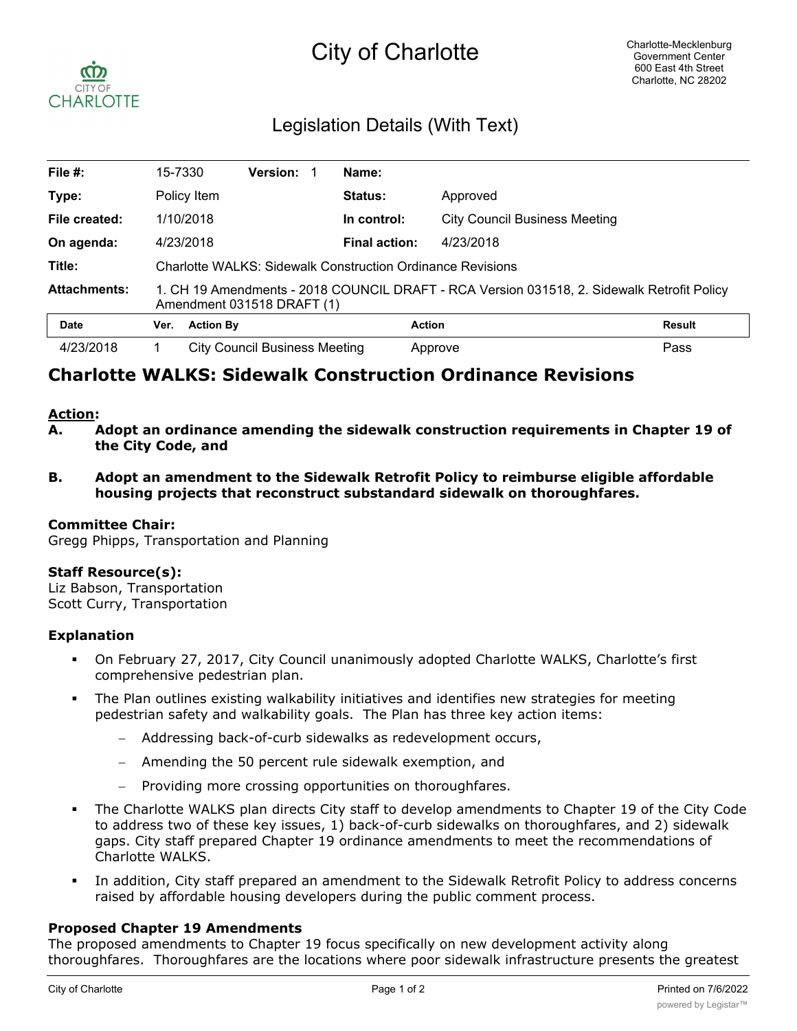# City of Charlotte

Charlotte-Mecklenburg
Government Center
600 East 4th Street
Charlotte, NC 28202

## Legislation Details (With Text)

| | | | | | |
|---|---|---|---|---|---|
| **File #:** | 15-7330 | **Version:** 1 | **Name:** | | |
| **Type:** | Policy Item | | **Status:** | Approved | |
| **File created:** | 1/10/2018 | | **In control:** | City Council Business Meeting | |
| **On agenda:** | 4/23/2018 | | **Final action:** | 4/23/2018 | |
| **Title:** | Charlotte WALKS: Sidewalk Construction Ordinance Revisions | | | | |
| **Attachments:** | 1. CH 19 Amendments - 2018 COUNCIL DRAFT - RCA Version 031518, 2. Sidewalk Retrofit Policy Amendment 031518 DRAFT (1) | | | | |

| Date | Ver. | Action By | Action | Result |
|---|---|---|---|---|
| 4/23/2018 | 1 | City Council Business Meeting | Approve | Pass |

## Charlotte WALKS: Sidewalk Construction Ordinance Revisions

**Action:**

**A. Adopt an ordinance amending the sidewalk construction requirements in Chapter 19 of the City Code, and**

**B. Adopt an amendment to the Sidewalk Retrofit Policy to reimburse eligible affordable housing projects that reconstruct substandard sidewalk on thoroughfares.**

**Committee Chair:**
Gregg Phipps, Transportation and Planning

**Staff Resource(s):**
Liz Babson, Transportation
Scott Curry, Transportation

### Explanation

- On February 27, 2017, City Council unanimously adopted Charlotte WALKS, Charlotte's first comprehensive pedestrian plan.
- The Plan outlines existing walkability initiatives and identifies new strategies for meeting pedestrian safety and walkability goals. The Plan has three key action items:
  - Addressing back-of-curb sidewalks as redevelopment occurs,
  - Amending the 50 percent rule sidewalk exemption, and
  - Providing more crossing opportunities on thoroughfares.
- The Charlotte WALKS plan directs City staff to develop amendments to Chapter 19 of the City Code to address two of these key issues, 1) back-of-curb sidewalks on thoroughfares, and 2) sidewalk gaps. City staff prepared Chapter 19 ordinance amendments to meet the recommendations of Charlotte WALKS.
- In addition, City staff prepared an amendment to the Sidewalk Retrofit Policy to address concerns raised by affordable housing developers during the public comment process.

### Proposed Chapter 19 Amendments

The proposed amendments to Chapter 19 focus specifically on new development activity along thoroughfares. Thoroughfares are the locations where poor sidewalk infrastructure presents the greatest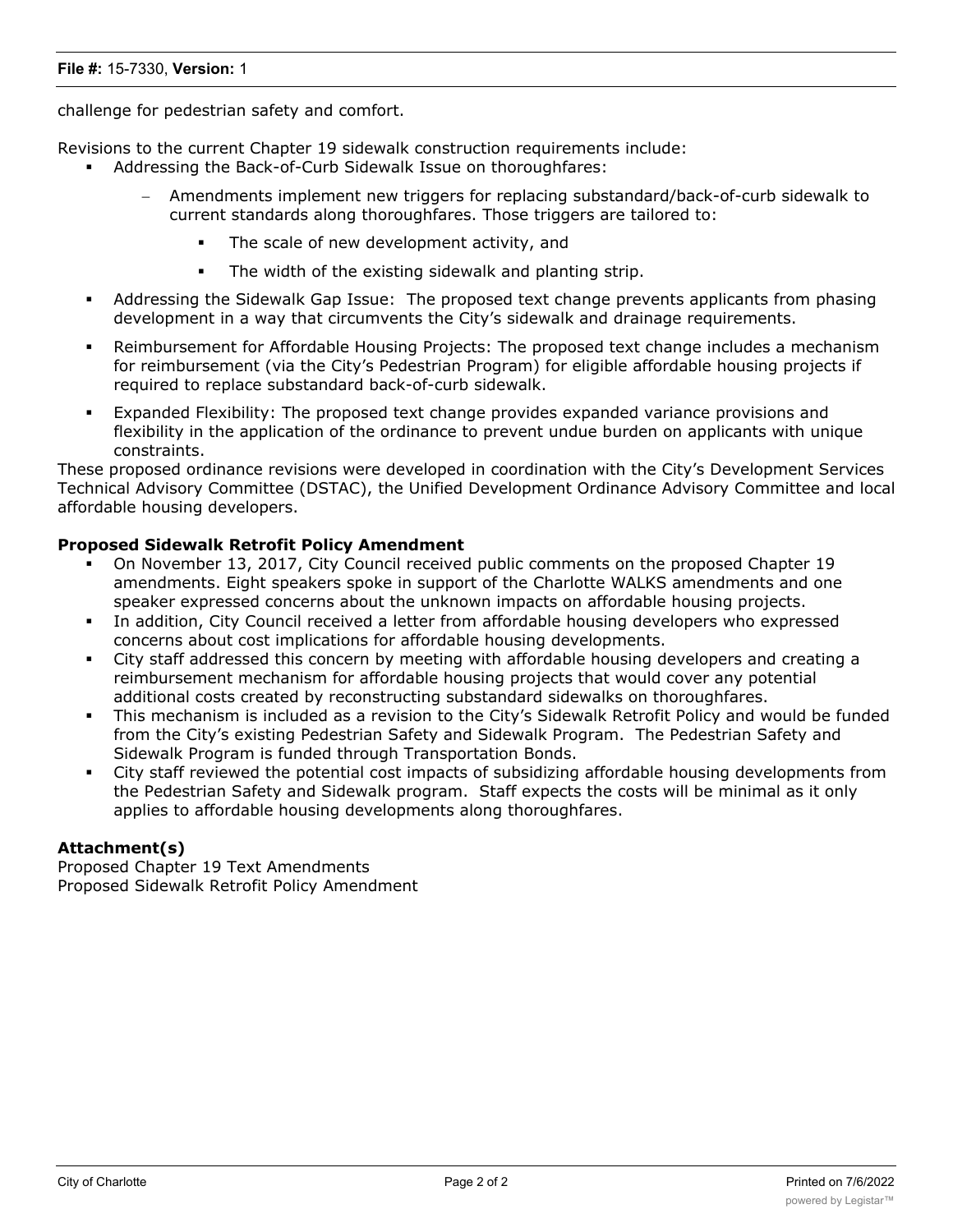challenge for pedestrian safety and comfort.

Revisions to the current Chapter 19 sidewalk construction requirements include:

- Addressing the Back-of-Curb Sidewalk Issue on thoroughfares:
  - Amendments implement new triggers for replacing substandard/back-of-curb sidewalk to current standards along thoroughfares. Those triggers are tailored to:
    - The scale of new development activity, and
    - The width of the existing sidewalk and planting strip.
- Addressing the Sidewalk Gap Issue: The proposed text change prevents applicants from phasing development in a way that circumvents the City's sidewalk and drainage requirements.
- Reimbursement for Affordable Housing Projects: The proposed text change includes a mechanism for reimbursement (via the City's Pedestrian Program) for eligible affordable housing projects if required to replace substandard back-of-curb sidewalk.
- Expanded Flexibility: The proposed text change provides expanded variance provisions and flexibility in the application of the ordinance to prevent undue burden on applicants with unique constraints.

These proposed ordinance revisions were developed in coordination with the City's Development Services Technical Advisory Committee (DSTAC), the Unified Development Ordinance Advisory Committee and local affordable housing developers.

**Proposed Sidewalk Retrofit Policy Amendment**

- On November 13, 2017, City Council received public comments on the proposed Chapter 19 amendments. Eight speakers spoke in support of the Charlotte WALKS amendments and one speaker expressed concerns about the unknown impacts on affordable housing projects.
- In addition, City Council received a letter from affordable housing developers who expressed concerns about cost implications for affordable housing developments.
- City staff addressed this concern by meeting with affordable housing developers and creating a reimbursement mechanism for affordable housing projects that would cover any potential additional costs created by reconstructing substandard sidewalks on thoroughfares.
- This mechanism is included as a revision to the City's Sidewalk Retrofit Policy and would be funded from the City's existing Pedestrian Safety and Sidewalk Program. The Pedestrian Safety and Sidewalk Program is funded through Transportation Bonds.
- City staff reviewed the potential cost impacts of subsidizing affordable housing developments from the Pedestrian Safety and Sidewalk program. Staff expects the costs will be minimal as it only applies to affordable housing developments along thoroughfares.

**Attachment(s)**

Proposed Chapter 19 Text Amendments

Proposed Sidewalk Retrofit Policy Amendment